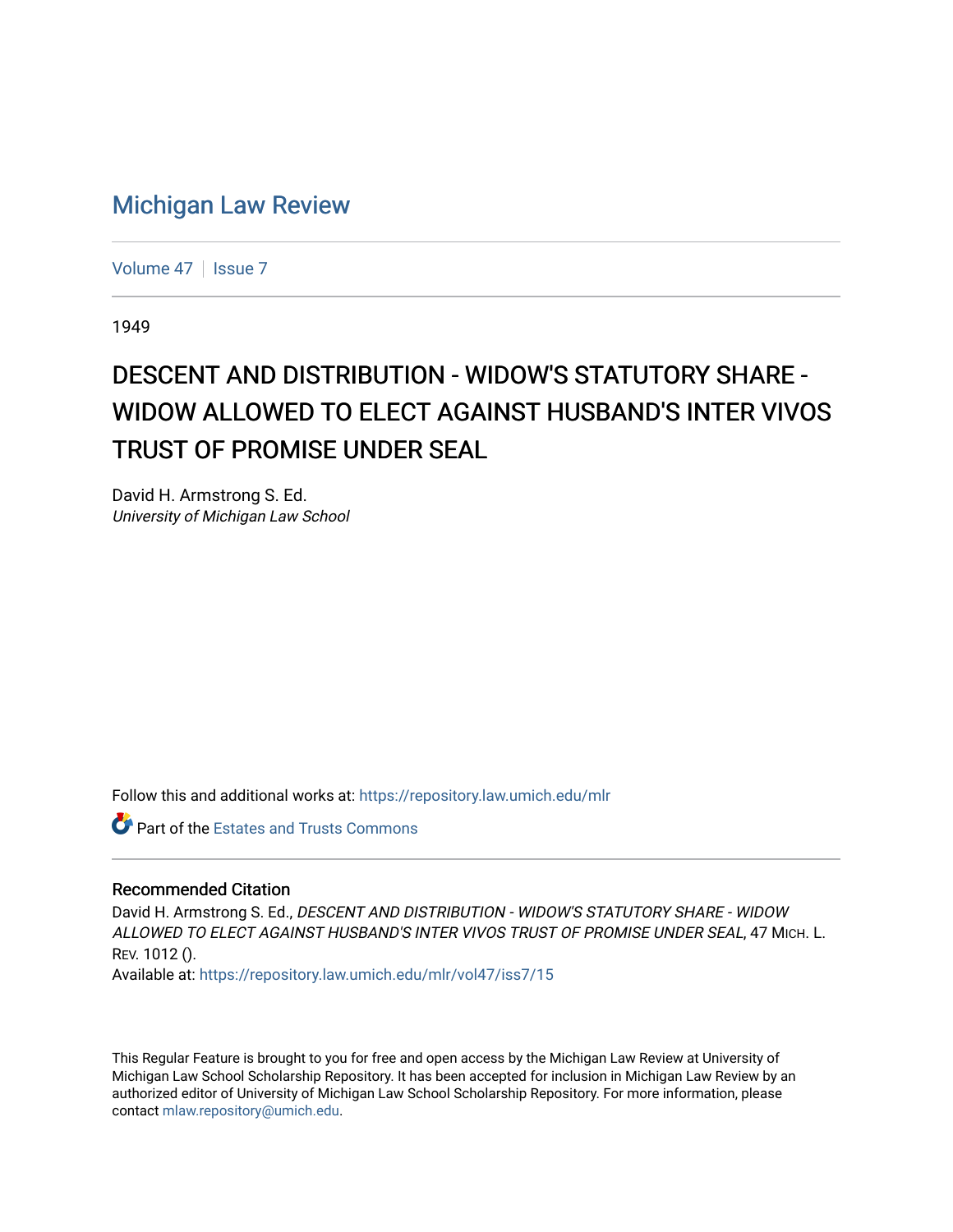# Michigan Law Review

Volume 47 | Issue 7

1949

## DESCENT AND DISTRIBUTION - WIDOW'S STATUTORY SHARE - WIDOW ALLOWED TO ELECT AGAINST HUSBAND'S INTER VIVOS TRUST OF PROMISE UNDER SEAL

David H. Armstrong S. Ed.
*University of Michigan Law School*

Follow this and additional works at: https://repository.law.umich.edu/mlr

Part of the Estates and Trusts Commons

### Recommended Citation

David H. Armstrong S. Ed., *DESCENT AND DISTRIBUTION - WIDOW'S STATUTORY SHARE - WIDOW ALLOWED TO ELECT AGAINST HUSBAND'S INTER VIVOS TRUST OF PROMISE UNDER SEAL*, 47 MICH. L. REV. 1012 ().
Available at: https://repository.law.umich.edu/mlr/vol47/iss7/15

This Regular Feature is brought to you for free and open access by the Michigan Law Review at University of Michigan Law School Scholarship Repository. It has been accepted for inclusion in Michigan Law Review by an authorized editor of University of Michigan Law School Scholarship Repository. For more information, please contact mlaw.repository@umich.edu.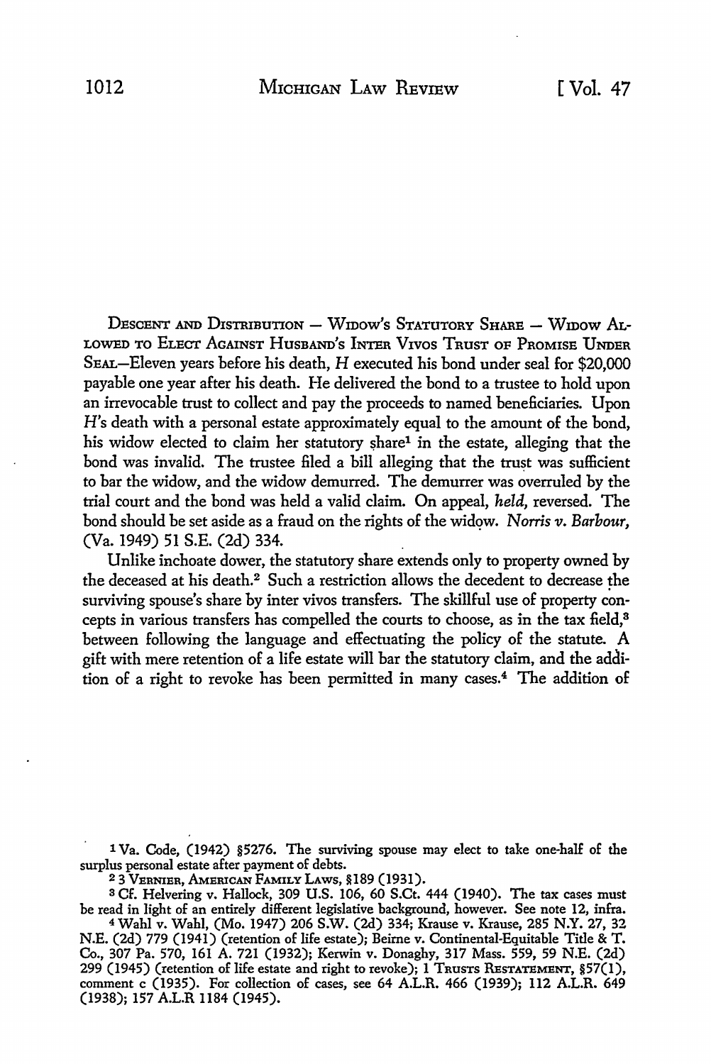DESCENT AND DISTRIBUTION — WIDOW'S STATUTORY SHARE — WIDOW ALLOWED TO ELECT AGAINST HUSBAND'S INTER VIVOS TRUST OF PROMISE UNDER SEAL—Eleven years before his death, *H* executed his bond under seal for $20,000 payable one year after his death. He delivered the bond to a trustee to hold upon an irrevocable trust to collect and pay the proceeds to named beneficiaries. Upon *H*'s death with a personal estate approximately equal to the amount of the bond, his widow elected to claim her statutory share[1] in the estate, alleging that the bond was invalid. The trustee filed a bill alleging that the trust was sufficient to bar the widow, and the widow demurred. The demurrer was overruled by the trial court and the bond was held a valid claim. On appeal, *held*, reversed. The bond should be set aside as a fraud on the rights of the widow. *Norris v. Barbour*, (Va. 1949) 51 S.E. (2d) 334.

Unlike inchoate dower, the statutory share extends only to property owned by the deceased at his death.[2] Such a restriction allows the decedent to decrease the surviving spouse's share by inter vivos transfers. The skillful use of property concepts in various transfers has compelled the courts to choose, as in the tax field,[3] between following the language and effectuating the policy of the statute. A gift with mere retention of a life estate will bar the statutory claim, and the addition of a right to revoke has been permitted in many cases.[4] The addition of

---

[1] Va. Code, (1942) §5276. The surviving spouse may elect to take one-half of the surplus personal estate after payment of debts.

[2] 3 VERNIER, AMERICAN FAMILY LAWS, §189 (1931).

[3] Cf. Helvering v. Hallock, 309 U.S. 106, 60 S.Ct. 444 (1940). The tax cases must be read in light of an entirely different legislative background, however. See note 12, infra.

[4] Wahl v. Wahl, (Mo. 1947) 206 S.W. (2d) 334; Krause v. Krause, 285 N.Y. 27, 32 N.E. (2d) 779 (1941) (retention of life estate); Beirne v. Continental-Equitable Title & T. Co., 307 Pa. 570, 161 A. 721 (1932); Kerwin v. Donaghy, 317 Mass. 559, 59 N.E. (2d) 299 (1945) (retention of life estate and right to revoke); 1 TRUSTS RESTATEMENT, §57(1), comment c (1935). For collection of cases, see 64 A.L.R. 466 (1939); 112 A.L.R. 649 (1938); 157 A.L.R 1184 (1945).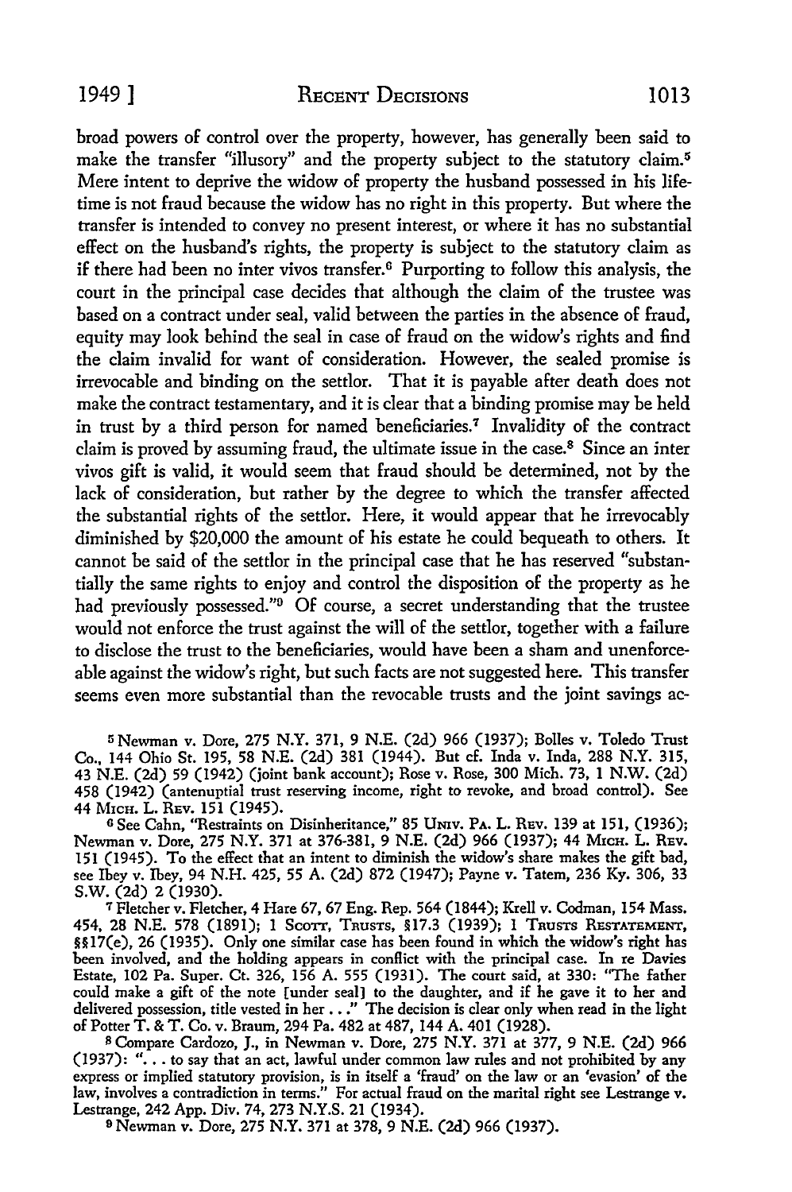broad powers of control over the property, however, has generally been said to make the transfer "illusory" and the property subject to the statutory claim.[5] Mere intent to deprive the widow of property the husband possessed in his lifetime is not fraud because the widow has no right in this property. But where the transfer is intended to convey no present interest, or where it has no substantial effect on the husband's rights, the property is subject to the statutory claim as if there had been no inter vivos transfer.[6] Purporting to follow this analysis, the court in the principal case decides that although the claim of the trustee was based on a contract under seal, valid between the parties in the absence of fraud, equity may look behind the seal in case of fraud on the widow's rights and find the claim invalid for want of consideration. However, the sealed promise is irrevocable and binding on the settlor. That it is payable after death does not make the contract testamentary, and it is clear that a binding promise may be held in trust by a third person for named beneficiaries.[7] Invalidity of the contract claim is proved by assuming fraud, the ultimate issue in the case.[8] Since an inter vivos gift is valid, it would seem that fraud should be determined, not by the lack of consideration, but rather by the degree to which the transfer affected the substantial rights of the settlor. Here, it would appear that he irrevocably diminished by $20,000 the amount of his estate he could bequeath to others. It cannot be said of the settlor in the principal case that he has reserved "substantially the same rights to enjoy and control the disposition of the property as he had previously possessed."[9] Of course, a secret understanding that the trustee would not enforce the trust against the will of the settlor, together with a failure to disclose the trust to the beneficiaries, would have been a sham and unenforceable against the widow's right, but such facts are not suggested here. This transfer seems even more substantial than the revocable trusts and the joint savings ac-

[5] Newman v. Dore, 275 N.Y. 371, 9 N.E. (2d) 966 (1937); Bolles v. Toledo Trust Co., 144 Ohio St. 195, 58 N.E. (2d) 381 (1944). But cf. Inda v. Inda, 288 N.Y. 315, 43 N.E. (2d) 59 (1942) (joint bank account); Rose v. Rose, 300 Mich. 73, 1 N.W. (2d) 458 (1942) (antenuptial trust reserving income, right to revoke, and broad control). See 44 MICH. L. REV. 151 (1945).

[6] See Cahn, "Restraints on Disinheritance," 85 UNIV. PA. L. REV. 139 at 151, (1936); Newman v. Dore, 275 N.Y. 371 at 376-381, 9 N.E. (2d) 966 (1937); 44 MICH. L. REV. 151 (1945). To the effect that an intent to diminish the widow's share makes the gift bad, see Ibey v. Ibey, 94 N.H. 425, 55 A. (2d) 872 (1947); Payne v. Tatem, 236 Ky. 306, 33 S.W. (2d) 2 (1930).

[7] Fletcher v. Fletcher, 4 Hare 67, 67 Eng. Rep. 564 (1844); Krell v. Codman, 154 Mass. 454, 28 N.E. 578 (1891); 1 SCOTT, TRUSTS, §17.3 (1939); 1 TRUSTS RESTATEMENT, §§17(e), 26 (1935). Only one similar case has been found in which the widow's right has been involved, and the holding appears in conflict with the principal case. In re Davies Estate, 102 Pa. Super. Ct. 326, 156 A. 555 (1931). The court said, at 330: "The father could make a gift of the note [under seal] to the daughter, and if he gave it to her and delivered possession, title vested in her . . ." The decision is clear only when read in the light of Potter T. & T. Co. v. Braum, 294 Pa. 482 at 487, 144 A. 401 (1928).

[8] Compare Cardozo, J., in Newman v. Dore, 275 N.Y. 371 at 377, 9 N.E. (2d) 966 (1937): ". . . to say that an act, lawful under common law rules and not prohibited by any express or implied statutory provision, is in itself a 'fraud' on the law or an 'evasion' of the law, involves a contradiction in terms." For actual fraud on the marital right see Lestrange v. Lestrange, 242 App. Div. 74, 273 N.Y.S. 21 (1934).

[9] Newman v. Dore, 275 N.Y. 371 at 378, 9 N.E. (2d) 966 (1937).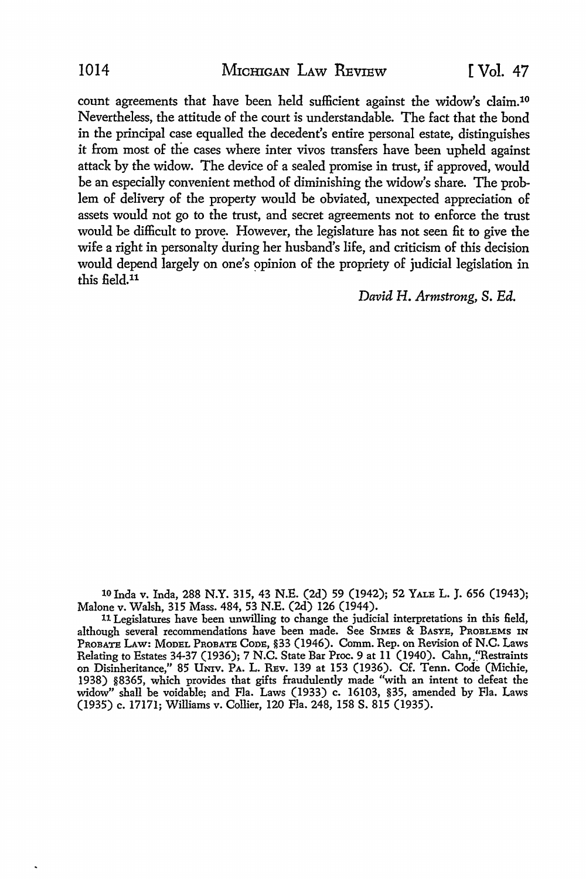count agreements that have been held sufficient against the widow's claim.[10] Nevertheless, the attitude of the court is understandable. The fact that the bond in the principal case equalled the decedent's entire personal estate, distinguishes it from most of the cases where inter vivos transfers have been upheld against attack by the widow. The device of a sealed promise in trust, if approved, would be an especially convenient method of diminishing the widow's share. The problem of delivery of the property would be obviated, unexpected appreciation of assets would not go to the trust, and secret agreements not to enforce the trust would be difficult to prove. However, the legislature has not seen fit to give the wife a right in personalty during her husband's life, and criticism of this decision would depend largely on one's opinion of the propriety of judicial legislation in this field.[11]

*David H. Armstrong, S. Ed.*

[10] Inda v. Inda, 288 N.Y. 315, 43 N.E. (2d) 59 (1942); 52 YALE L. J. 656 (1943); Malone v. Walsh, 315 Mass. 484, 53 N.E. (2d) 126 (1944).

[11] Legislatures have been unwilling to change the judicial interpretations in this field, although several recommendations have been made. See SIMES & BASYE, PROBLEMS IN PROBATE LAW: MODEL PROBATE CODE, §33 (1946). Comm. Rep. on Revision of N.C. Laws Relating to Estates 34-37 (1936); 7 N.C. State Bar Proc. 9 at 11 (1940). Cahn, "Restraints on Disinheritance," 85 UNIV. PA. L. REV. 139 at 153 (1936). Cf. Tenn. Code (Michie, 1938) §8365, which provides that gifts fraudulently made "with an intent to defeat the widow" shall be voidable; and Fla. Laws (1933) c. 16103, §35, amended by Fla. Laws (1935) c. 17171; Williams v. Collier, 120 Fla. 248, 158 S. 815 (1935).